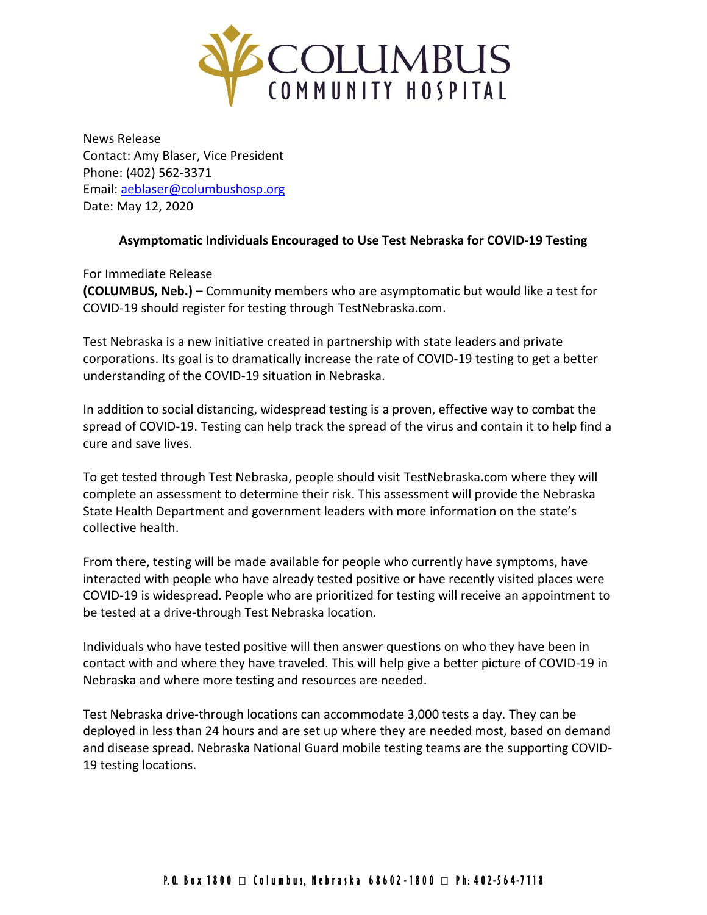# COLUMBUS COMMUNITY HOSPITAL

News Release
Contact: Amy Blaser, Vice President
Phone: (402) 562-3371
Email: aeblaser@columbushosp.org
Date: May 12, 2020

**Asymptomatic Individuals Encouraged to Use Test Nebraska for COVID-19 Testing**

For Immediate Release
**(COLUMBUS, Neb.) –** Community members who are asymptomatic but would like a test for COVID-19 should register for testing through TestNebraska.com.

Test Nebraska is a new initiative created in partnership with state leaders and private corporations. Its goal is to dramatically increase the rate of COVID-19 testing to get a better understanding of the COVID-19 situation in Nebraska.

In addition to social distancing, widespread testing is a proven, effective way to combat the spread of COVID-19. Testing can help track the spread of the virus and contain it to help find a cure and save lives.

To get tested through Test Nebraska, people should visit TestNebraska.com where they will complete an assessment to determine their risk. This assessment will provide the Nebraska State Health Department and government leaders with more information on the state's collective health.

From there, testing will be made available for people who currently have symptoms, have interacted with people who have already tested positive or have recently visited places were COVID-19 is widespread. People who are prioritized for testing will receive an appointment to be tested at a drive-through Test Nebraska location.

Individuals who have tested positive will then answer questions on who they have been in contact with and where they have traveled. This will help give a better picture of COVID-19 in Nebraska and where more testing and resources are needed.

Test Nebraska drive-through locations can accommodate 3,000 tests a day. They can be deployed in less than 24 hours and are set up where they are needed most, based on demand and disease spread. Nebraska National Guard mobile testing teams are the supporting COVID-19 testing locations.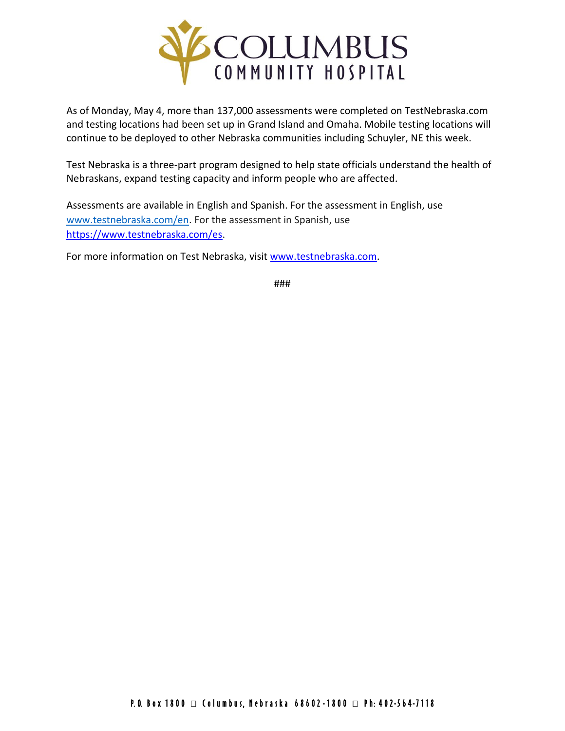As of Monday, May 4, more than 137,000 assessments were completed on TestNebraska.com and testing locations had been set up in Grand Island and Omaha. Mobile testing locations will continue to be deployed to other Nebraska communities including Schuyler, NE this week.

Test Nebraska is a three-part program designed to help state officials understand the health of Nebraskans, expand testing capacity and inform people who are affected.

Assessments are available in English and Spanish. For the assessment in English, use www.testnebraska.com/en. For the assessment in Spanish, use https://www.testnebraska.com/es.

For more information on Test Nebraska, visit www.testnebraska.com.

###